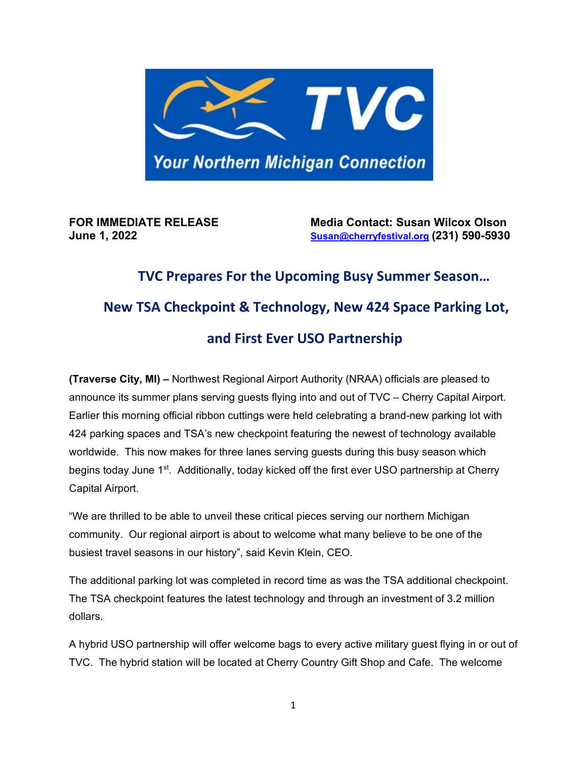**FOR IMMEDIATE RELEASE**
**June 1, 2022**

**Media Contact: Susan Wilcox Olson**
**Susan@cherryfestival.org (231) 590-5930**

## TVC Prepares For the Upcoming Busy Summer Season…

## New TSA Checkpoint & Technology, New 424 Space Parking Lot,

## and First Ever USO Partnership

**(Traverse City, MI) –** Northwest Regional Airport Authority (NRAA) officials are pleased to announce its summer plans serving guests flying into and out of TVC – Cherry Capital Airport. Earlier this morning official ribbon cuttings were held celebrating a brand-new parking lot with 424 parking spaces and TSA's new checkpoint featuring the newest of technology available worldwide. This now makes for three lanes serving guests during this busy season which begins today June 1st. Additionally, today kicked off the first ever USO partnership at Cherry Capital Airport.

"We are thrilled to be able to unveil these critical pieces serving our northern Michigan community. Our regional airport is about to welcome what many believe to be one of the busiest travel seasons in our history", said Kevin Klein, CEO.

The additional parking lot was completed in record time as was the TSA additional checkpoint. The TSA checkpoint features the latest technology and through an investment of 3.2 million dollars.

A hybrid USO partnership will offer welcome bags to every active military guest flying in or out of TVC. The hybrid station will be located at Cherry Country Gift Shop and Cafe. The welcome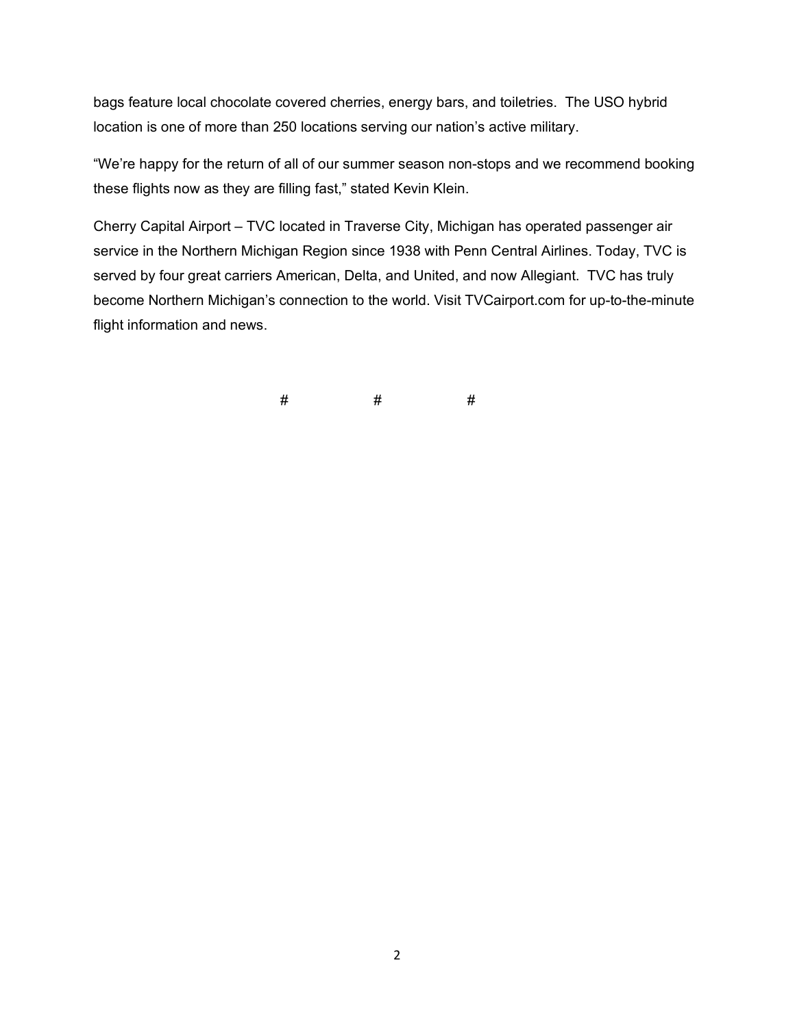bags feature local chocolate covered cherries, energy bars, and toiletries. The USO hybrid location is one of more than 250 locations serving our nation's active military.

"We're happy for the return of all of our summer season non-stops and we recommend booking these flights now as they are filling fast," stated Kevin Klein.

Cherry Capital Airport – TVC located in Traverse City, Michigan has operated passenger air service in the Northern Michigan Region since 1938 with Penn Central Airlines. Today, TVC is served by four great carriers American, Delta, and United, and now Allegiant. TVC has truly become Northern Michigan's connection to the world. Visit TVCairport.com for up-to-the-minute flight information and news.

# # #